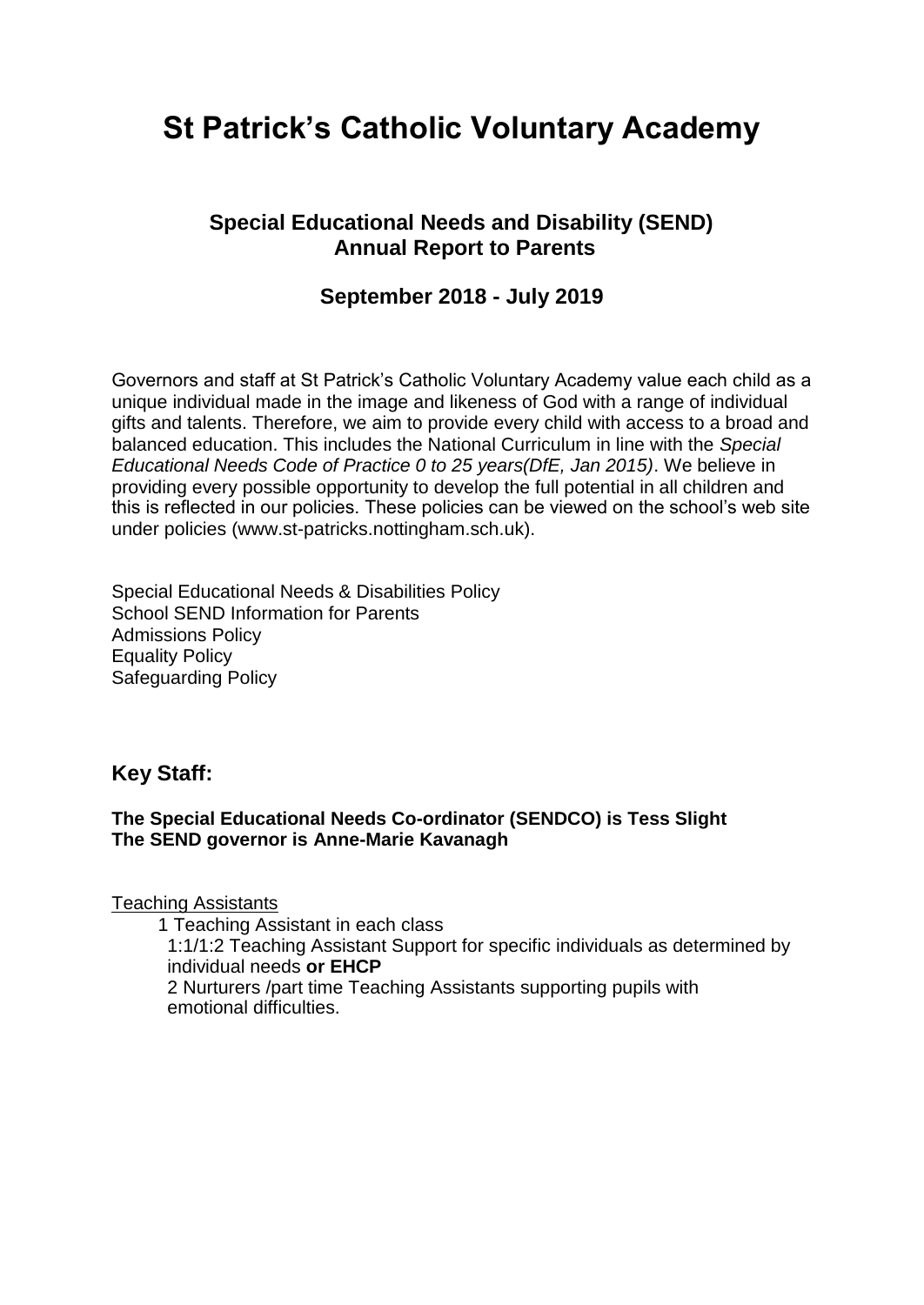# St Patrick's Catholic Voluntary Academy

## Special Educational Needs and Disability (SEND) Annual Report to Parents

## September 2018 - July 2019

Governors and staff at St Patrick's Catholic Voluntary Academy value each child as a unique individual made in the image and likeness of God with a range of individual gifts and talents. Therefore, we aim to provide every child with access to a broad and balanced education. This includes the National Curriculum in line with the *Special Educational Needs Code of Practice 0 to 25 years(DfE, Jan 2015)*. We believe in providing every possible opportunity to develop the full potential in all children and this is reflected in our policies. These policies can be viewed on the school's web site under policies (www.st-patricks.nottingham.sch.uk).

Special Educational Needs & Disabilities Policy
School SEND Information for Parents
Admissions Policy
Equality Policy
Safeguarding Policy

### Key Staff:

**The Special Educational Needs Co-ordinator (SENDCO) is Tess Slight**
**The SEND governor is Anne-Marie Kavanagh**

Teaching Assistants

- 1 Teaching Assistant in each class
- 1:1/1:2 Teaching Assistant Support for specific individuals as determined by individual needs **or EHCP**
- 2 Nurturers /part time Teaching Assistants supporting pupils with emotional difficulties.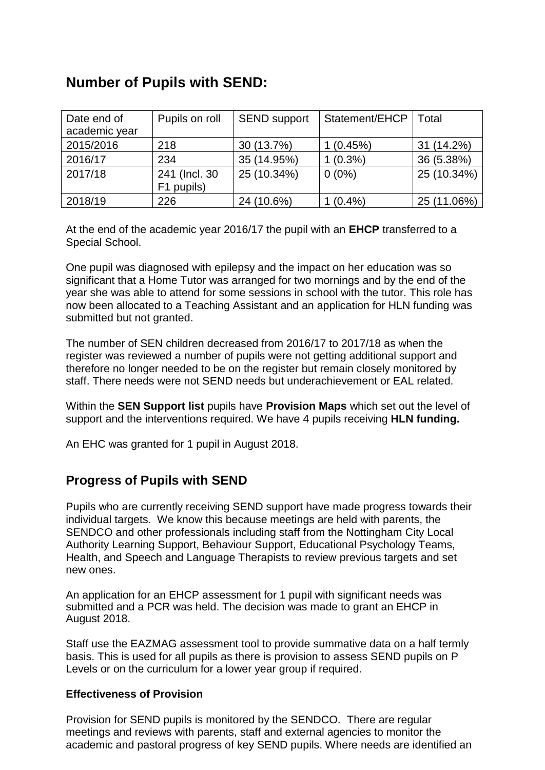## Number of Pupils with SEND:

| Date end of academic year | Pupils on roll | SEND support | Statement/EHCP | Total |
|---|---|---|---|---|
| 2015/2016 | 218 | 30 (13.7%) | 1 (0.45%) | 31 (14.2%) |
| 2016/17 | 234 | 35 (14.95%) | 1 (0.3%) | 36 (5.38%) |
| 2017/18 | 241 (Incl. 30 F1 pupils) | 25 (10.34%) | 0 (0%) | 25 (10.34%) |
| 2018/19 | 226 | 24 (10.6%) | 1 (0.4%) | 25 (11.06%) |

At the end of the academic year 2016/17 the pupil with an **EHCP** transferred to a Special School.

One pupil was diagnosed with epilepsy and the impact on her education was so significant that a Home Tutor was arranged for two mornings and by the end of the year she was able to attend for some sessions in school with the tutor. This role has now been allocated to a Teaching Assistant and an application for HLN funding was submitted but not granted.

The number of SEN children decreased from 2016/17 to 2017/18 as when the register was reviewed a number of pupils were not getting additional support and therefore no longer needed to be on the register but remain closely monitored by staff. There needs were not SEND needs but underachievement or EAL related.

Within the **SEN Support list** pupils have **Provision Maps** which set out the level of support and the interventions required. We have 4 pupils receiving **HLN funding.**

An EHC was granted for 1 pupil in August 2018.

## Progress of Pupils with SEND

Pupils who are currently receiving SEND support have made progress towards their individual targets. We know this because meetings are held with parents, the SENDCO and other professionals including staff from the Nottingham City Local Authority Learning Support, Behaviour Support, Educational Psychology Teams, Health, and Speech and Language Therapists to review previous targets and set new ones.

An application for an EHCP assessment for 1 pupil with significant needs was submitted and a PCR was held. The decision was made to grant an EHCP in August 2018.

Staff use the EAZMAG assessment tool to provide summative data on a half termly basis. This is used for all pupils as there is provision to assess SEND pupils on P Levels or on the curriculum for a lower year group if required.

### Effectiveness of Provision

Provision for SEND pupils is monitored by the SENDCO. There are regular meetings and reviews with parents, staff and external agencies to monitor the academic and pastoral progress of key SEND pupils. Where needs are identified an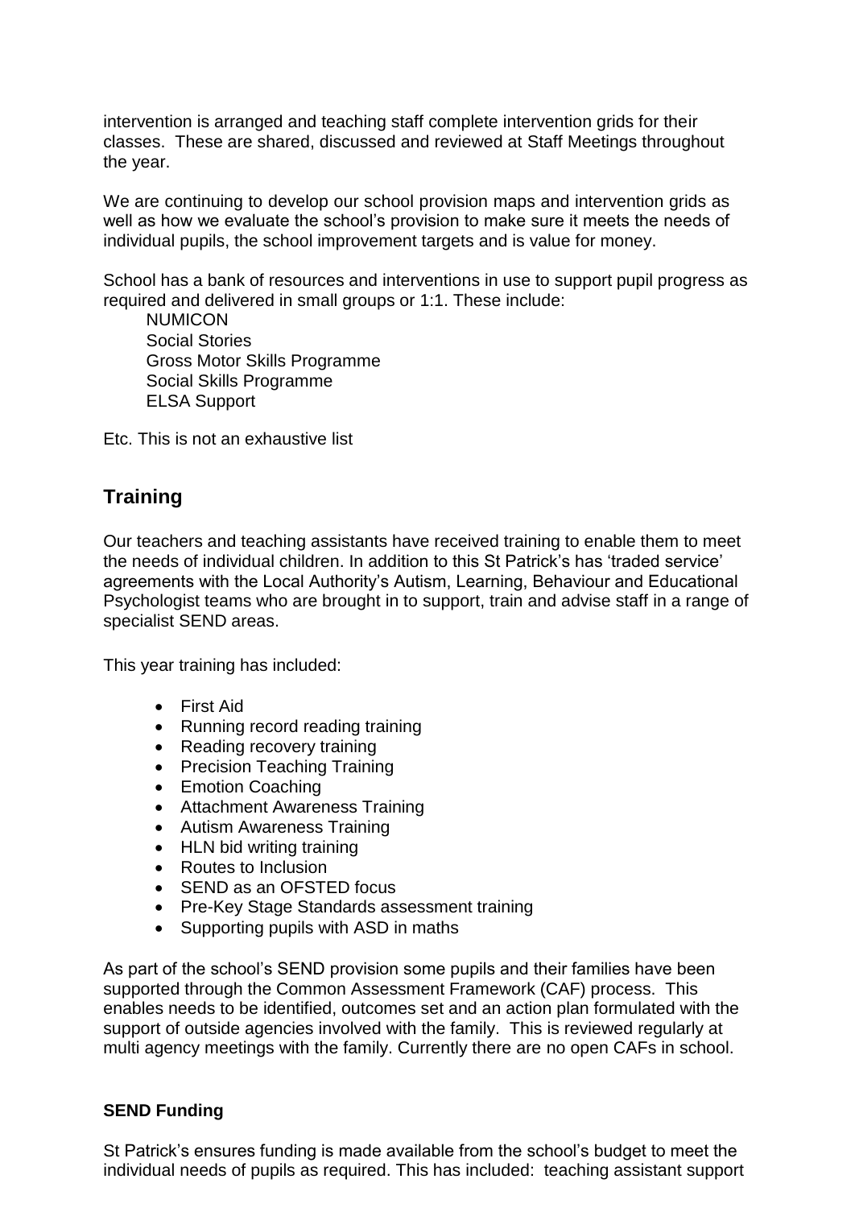intervention is arranged and teaching staff complete intervention grids for their classes. These are shared, discussed and reviewed at Staff Meetings throughout the year.

We are continuing to develop our school provision maps and intervention grids as well as how we evaluate the school's provision to make sure it meets the needs of individual pupils, the school improvement targets and is value for money.

School has a bank of resources and interventions in use to support pupil progress as required and delivered in small groups or 1:1. These include:

NUMICON
Social Stories
Gross Motor Skills Programme
Social Skills Programme
ELSA Support

Etc. This is not an exhaustive list

## Training

Our teachers and teaching assistants have received training to enable them to meet the needs of individual children. In addition to this St Patrick's has 'traded service' agreements with the Local Authority's Autism, Learning, Behaviour and Educational Psychologist teams who are brought in to support, train and advise staff in a range of specialist SEND areas.

This year training has included:

- First Aid
- Running record reading training
- Reading recovery training
- Precision Teaching Training
- Emotion Coaching
- Attachment Awareness Training
- Autism Awareness Training
- HLN bid writing training
- Routes to Inclusion
- SEND as an OFSTED focus
- Pre-Key Stage Standards assessment training
- Supporting pupils with ASD in maths

As part of the school's SEND provision some pupils and their families have been supported through the Common Assessment Framework (CAF) process. This enables needs to be identified, outcomes set and an action plan formulated with the support of outside agencies involved with the family. This is reviewed regularly at multi agency meetings with the family. Currently there are no open CAFs in school.

**SEND Funding**

St Patrick's ensures funding is made available from the school's budget to meet the individual needs of pupils as required. This has included: teaching assistant support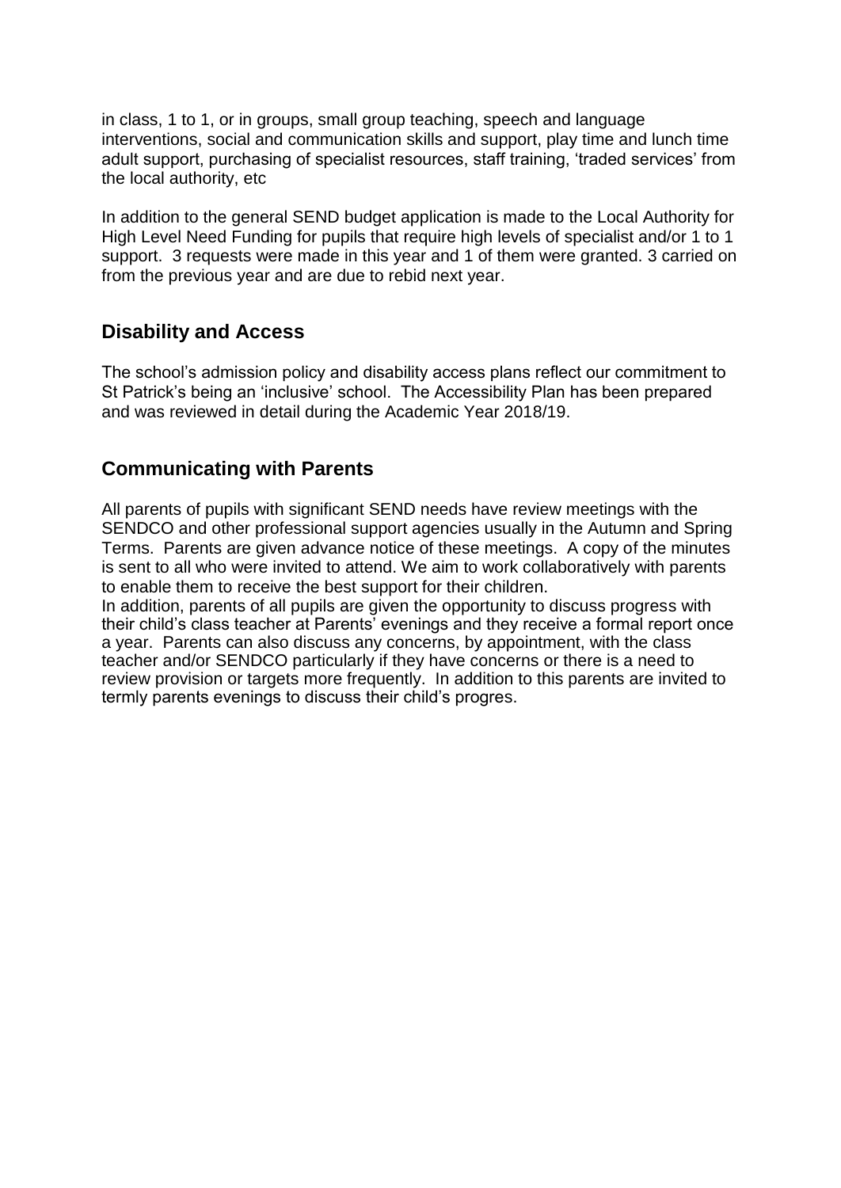in class, 1 to 1, or in groups, small group teaching, speech and language interventions, social and communication skills and support, play time and lunch time adult support, purchasing of specialist resources, staff training, 'traded services' from the local authority, etc

In addition to the general SEND budget application is made to the Local Authority for High Level Need Funding for pupils that require high levels of specialist and/or 1 to 1 support. 3 requests were made in this year and 1 of them were granted. 3 carried on from the previous year and are due to rebid next year.

## Disability and Access

The school's admission policy and disability access plans reflect our commitment to St Patrick's being an 'inclusive' school. The Accessibility Plan has been prepared and was reviewed in detail during the Academic Year 2018/19.

## Communicating with Parents

All parents of pupils with significant SEND needs have review meetings with the SENDCO and other professional support agencies usually in the Autumn and Spring Terms. Parents are given advance notice of these meetings. A copy of the minutes is sent to all who were invited to attend. We aim to work collaboratively with parents to enable them to receive the best support for their children.
In addition, parents of all pupils are given the opportunity to discuss progress with their child's class teacher at Parents' evenings and they receive a formal report once a year. Parents can also discuss any concerns, by appointment, with the class teacher and/or SENDCO particularly if they have concerns or there is a need to review provision or targets more frequently. In addition to this parents are invited to termly parents evenings to discuss their child's progres.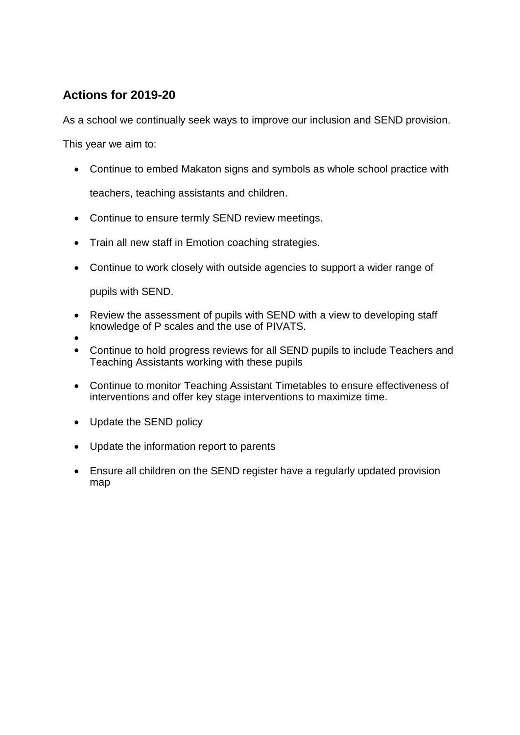## Actions for 2019-20

As a school we continually seek ways to improve our inclusion and SEND provision.

This year we aim to:

- Continue to embed Makaton signs and symbols as whole school practice with teachers, teaching assistants and children.
- Continue to ensure termly SEND review meetings.
- Train all new staff in Emotion coaching strategies.
- Continue to work closely with outside agencies to support a wider range of pupils with SEND.
- Review the assessment of pupils with SEND with a view to developing staff knowledge of P scales and the use of PIVATS.
- Continue to hold progress reviews for all SEND pupils to include Teachers and Teaching Assistants working with these pupils
- Continue to monitor Teaching Assistant Timetables to ensure effectiveness of interventions and offer key stage interventions to maximize time.
- Update the SEND policy
- Update the information report to parents
- Ensure all children on the SEND register have a regularly updated provision map